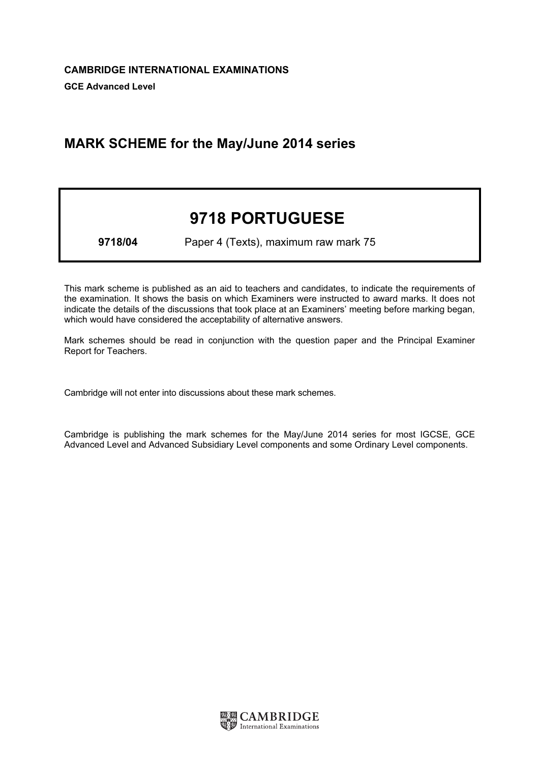**CAMBRIDGE INTERNATIONAL EXAMINATIONS**

**GCE Advanced Level**

## MARK SCHEME for the May/June 2014 series

# 9718 PORTUGUESE

**9718/04** Paper 4 (Texts), maximum raw mark 75

This mark scheme is published as an aid to teachers and candidates, to indicate the requirements of the examination. It shows the basis on which Examiners were instructed to award marks. It does not indicate the details of the discussions that took place at an Examiners' meeting before marking began, which would have considered the acceptability of alternative answers.

Mark schemes should be read in conjunction with the question paper and the Principal Examiner Report for Teachers.

Cambridge will not enter into discussions about these mark schemes.

Cambridge is publishing the mark schemes for the May/June 2014 series for most IGCSE, GCE Advanced Level and Advanced Subsidiary Level components and some Ordinary Level components.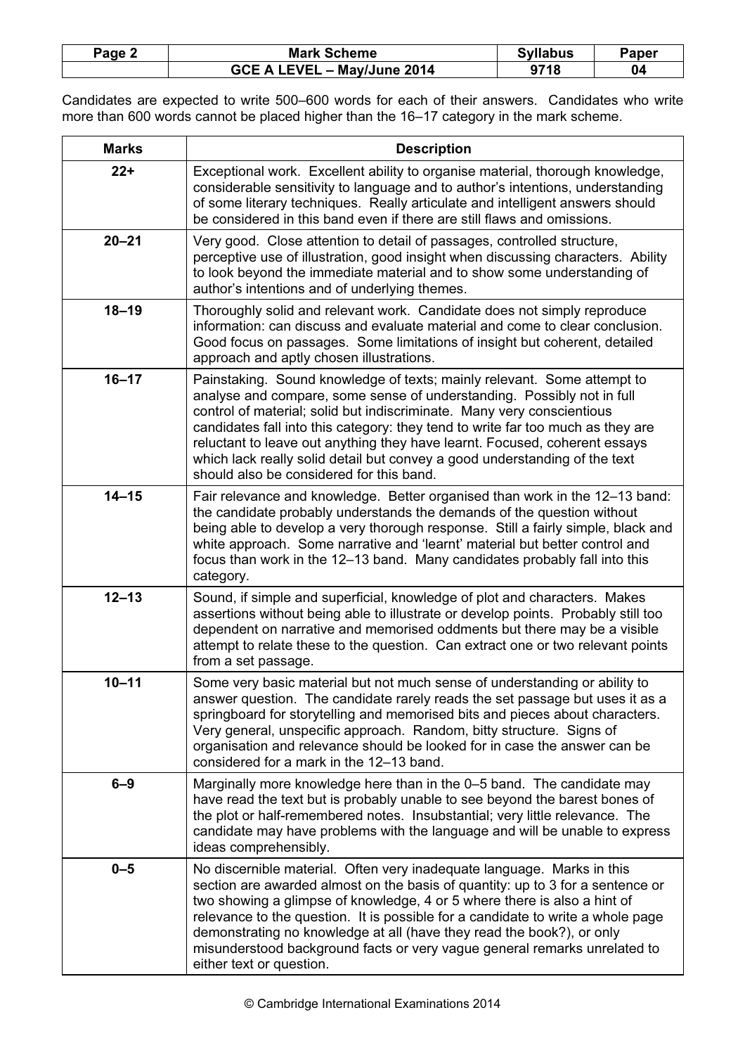Candidates are expected to write 500–600 words for each of their answers. Candidates who write more than 600 words cannot be placed higher than the 16–17 category in the mark scheme.

| Marks | Description |
|---|---|
| 22+ | Exceptional work. Excellent ability to organise material, thorough knowledge, considerable sensitivity to language and to author's intentions, understanding of some literary techniques. Really articulate and intelligent answers should be considered in this band even if there are still flaws and omissions. |
| 20–21 | Very good. Close attention to detail of passages, controlled structure, perceptive use of illustration, good insight when discussing characters. Ability to look beyond the immediate material and to show some understanding of author's intentions and of underlying themes. |
| 18–19 | Thoroughly solid and relevant work. Candidate does not simply reproduce information: can discuss and evaluate material and come to clear conclusion. Good focus on passages. Some limitations of insight but coherent, detailed approach and aptly chosen illustrations. |
| 16–17 | Painstaking. Sound knowledge of texts; mainly relevant. Some attempt to analyse and compare, some sense of understanding. Possibly not in full control of material; solid but indiscriminate. Many very conscientious candidates fall into this category: they tend to write far too much as they are reluctant to leave out anything they have learnt. Focused, coherent essays which lack really solid detail but convey a good understanding of the text should also be considered for this band. |
| 14–15 | Fair relevance and knowledge. Better organised than work in the 12–13 band: the candidate probably understands the demands of the question without being able to develop a very thorough response. Still a fairly simple, black and white approach. Some narrative and 'learnt' material but better control and focus than work in the 12–13 band. Many candidates probably fall into this category. |
| 12–13 | Sound, if simple and superficial, knowledge of plot and characters. Makes assertions without being able to illustrate or develop points. Probably still too dependent on narrative and memorised oddments but there may be a visible attempt to relate these to the question. Can extract one or two relevant points from a set passage. |
| 10–11 | Some very basic material but not much sense of understanding or ability to answer question. The candidate rarely reads the set passage but uses it as a springboard for storytelling and memorised bits and pieces about characters. Very general, unspecific approach. Random, bitty structure. Signs of organisation and relevance should be looked for in case the answer can be considered for a mark in the 12–13 band. |
| 6–9 | Marginally more knowledge here than in the 0–5 band. The candidate may have read the text but is probably unable to see beyond the barest bones of the plot or half-remembered notes. Insubstantial; very little relevance. The candidate may have problems with the language and will be unable to express ideas comprehensibly. |
| 0–5 | No discernible material. Often very inadequate language. Marks in this section are awarded almost on the basis of quantity: up to 3 for a sentence or two showing a glimpse of knowledge, 4 or 5 where there is also a hint of relevance to the question. It is possible for a candidate to write a whole page demonstrating no knowledge at all (have they read the book?), or only misunderstood background facts or very vague general remarks unrelated to either text or question. |